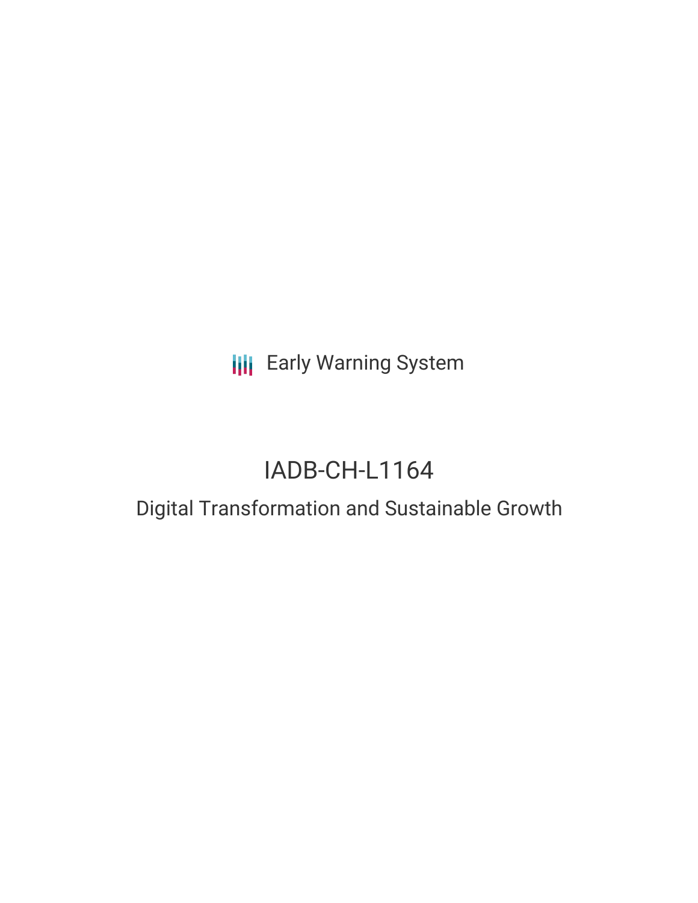Early Warning System

# IADB-CH-L1164

## Digital Transformation and Sustainable Growth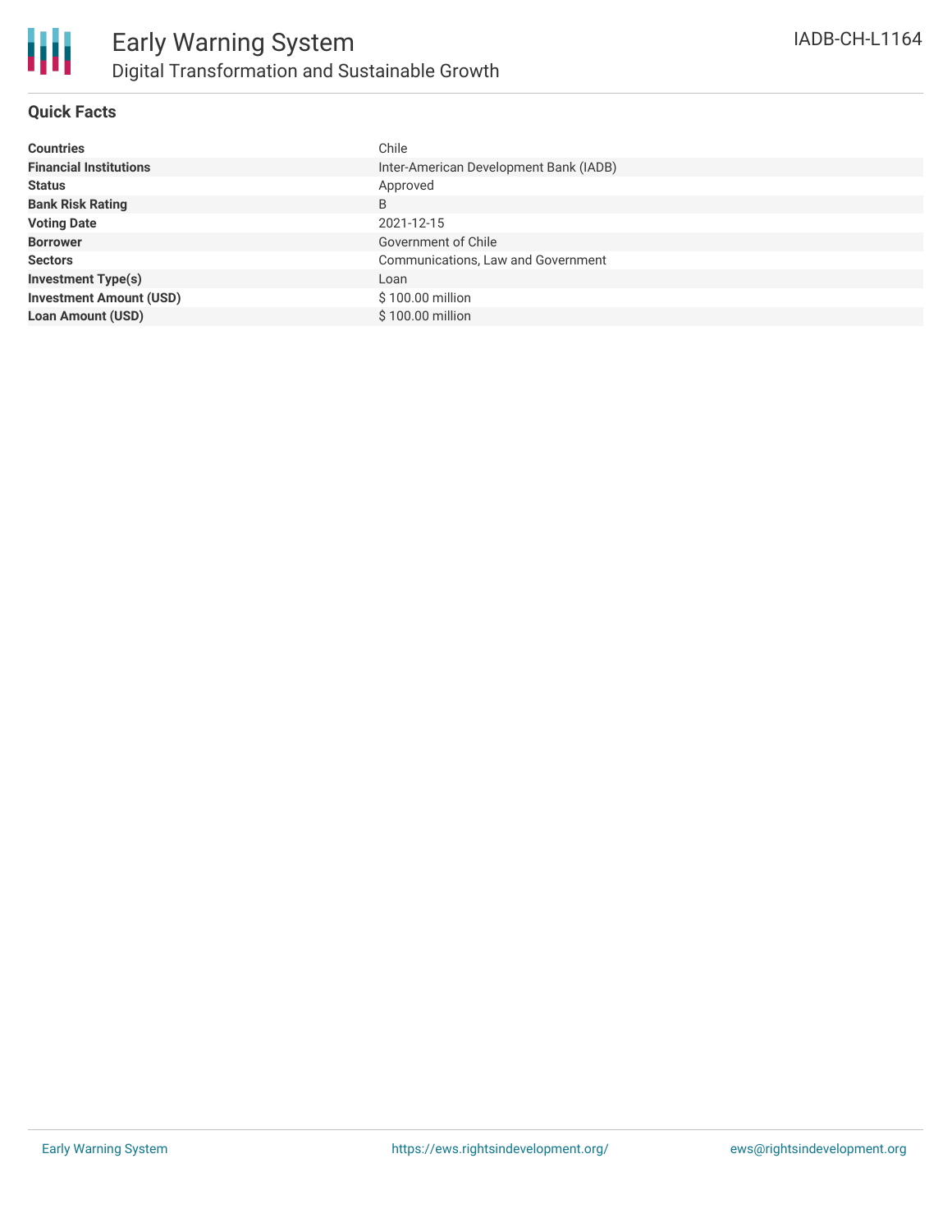# Early Warning System

## Digital Transformation and Sustainable Growth

IADB-CH-L1164

### Quick Facts

| | |
|---|---|
| **Countries** | Chile |
| **Financial Institutions** | Inter-American Development Bank (IADB) |
| **Status** | Approved |
| **Bank Risk Rating** | B |
| **Voting Date** | 2021-12-15 |
| **Borrower** | Government of Chile |
| **Sectors** | Communications, Law and Government |
| **Investment Type(s)** | Loan |
| **Investment Amount (USD)** | $ 100.00 million |
| **Loan Amount (USD)** | $ 100.00 million |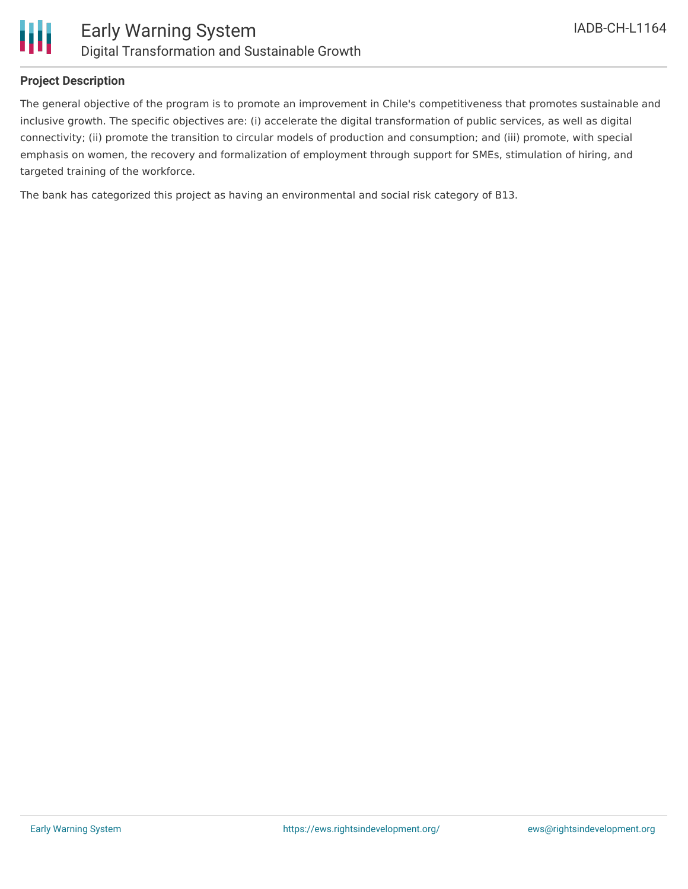## Project Description

The general objective of the program is to promote an improvement in Chile's competitiveness that promotes sustainable and inclusive growth. The specific objectives are: (i) accelerate the digital transformation of public services, as well as digital connectivity; (ii) promote the transition to circular models of production and consumption; and (iii) promote, with special emphasis on women, the recovery and formalization of employment through support for SMEs, stimulation of hiring, and targeted training of the workforce.

The bank has categorized this project as having an environmental and social risk category of B13.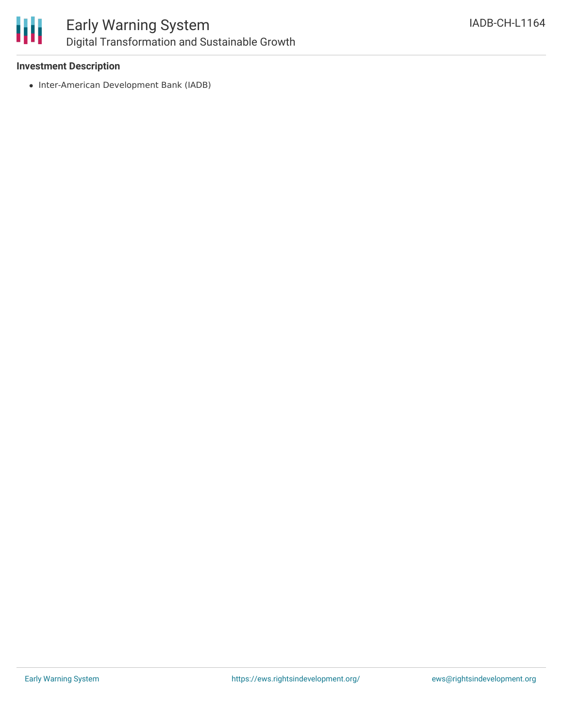### Investment Description

- Inter-American Development Bank (IADB)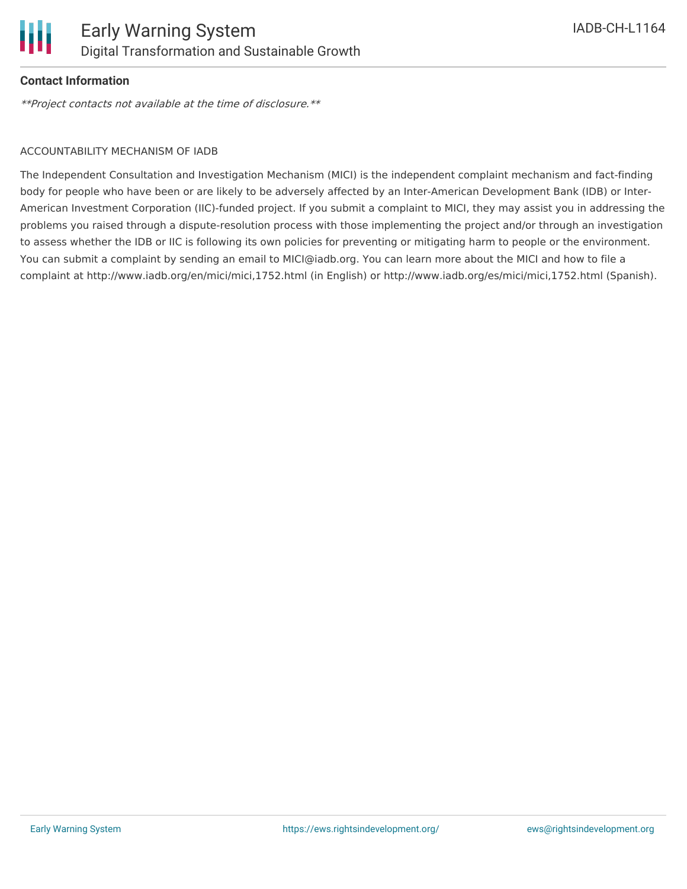### Contact Information

***Project contacts not available at the time of disclosure.***

ACCOUNTABILITY MECHANISM OF IADB

The Independent Consultation and Investigation Mechanism (MICI) is the independent complaint mechanism and fact-finding body for people who have been or are likely to be adversely affected by an Inter-American Development Bank (IDB) or Inter-American Investment Corporation (IIC)-funded project. If you submit a complaint to MICI, they may assist you in addressing the problems you raised through a dispute-resolution process with those implementing the project and/or through an investigation to assess whether the IDB or IIC is following its own policies for preventing or mitigating harm to people or the environment. You can submit a complaint by sending an email to MICI@iadb.org. You can learn more about the MICI and how to file a complaint at http://www.iadb.org/en/mici/mici,1752.html (in English) or http://www.iadb.org/es/mici/mici,1752.html (Spanish).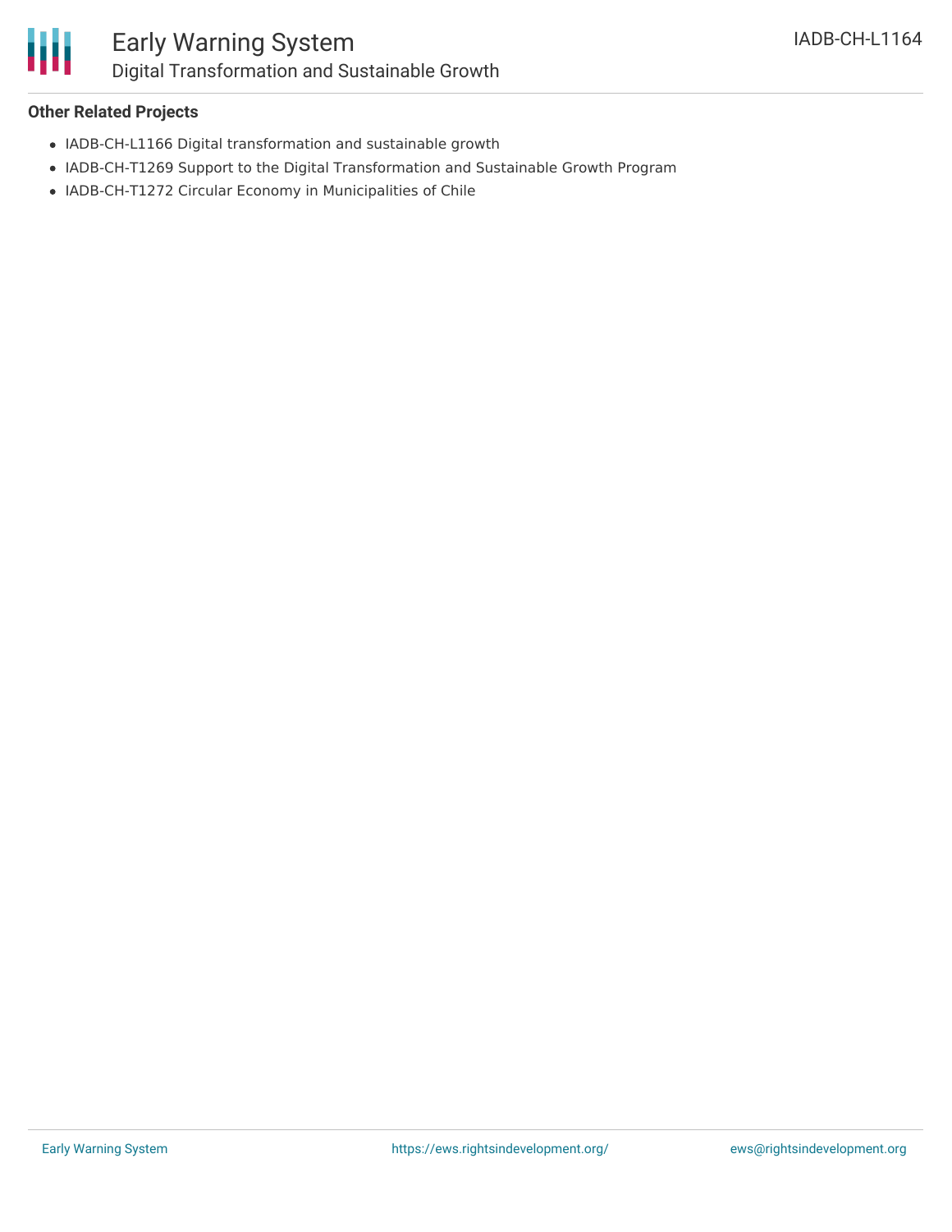**Other Related Projects**

- IADB-CH-L1166 Digital transformation and sustainable growth
- IADB-CH-T1269 Support to the Digital Transformation and Sustainable Growth Program
- IADB-CH-T1272 Circular Economy in Municipalities of Chile